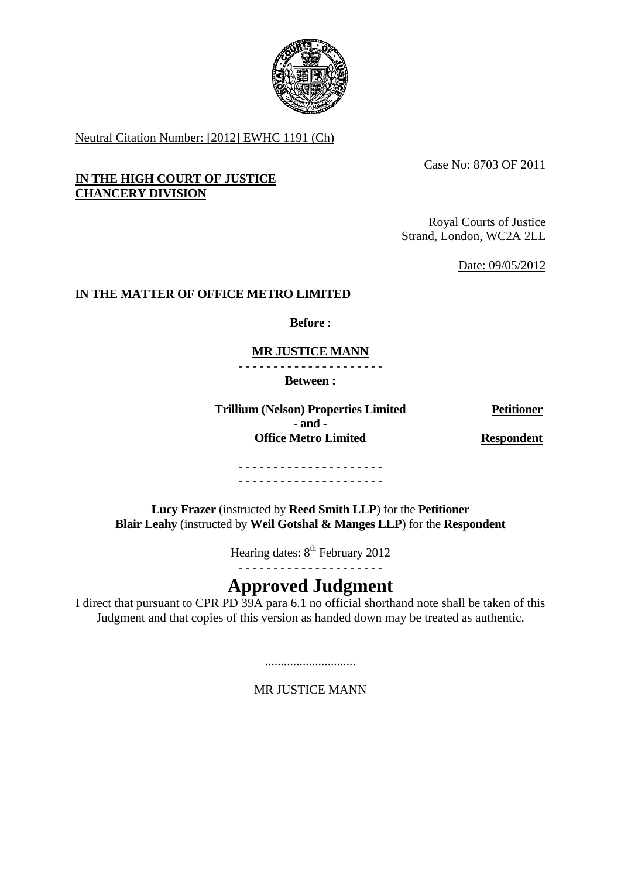Neutral Citation Number: [2012] EWHC 1191 (Ch)

Case No: 8703 OF 2011

**IN THE HIGH COURT OF JUSTICE**
**CHANCERY DIVISION**

Royal Courts of Justice
Strand, London, WC2A 2LL

Date: 09/05/2012

**IN THE MATTER OF OFFICE METRO LIMITED**

**Before** :

**MR JUSTICE MANN**

- - - - - - - - - - - - - - - - - - - - -

**Between :**

| | |
|---|---|
| **Trillium (Nelson) Properties Limited** | **Petitioner** |
| **- and -** | |
| **Office Metro Limited** | **Respondent** |

- - - - - - - - - - - - - - - - - - - - -

- - - - - - - - - - - - - - - - - - - - -

**Lucy Frazer** (instructed by **Reed Smith LLP**) for the **Petitioner**
**Blair Leahy** (instructed by **Weil Gotshal & Manges LLP**) for the **Respondent**

Hearing dates: 8th February 2012

- - - - - - - - - - - - - - - - - - - - -

# Approved Judgment

I direct that pursuant to CPR PD 39A para 6.1 no official shorthand note shall be taken of this Judgment and that copies of this version as handed down may be treated as authentic.

.............................

MR JUSTICE MANN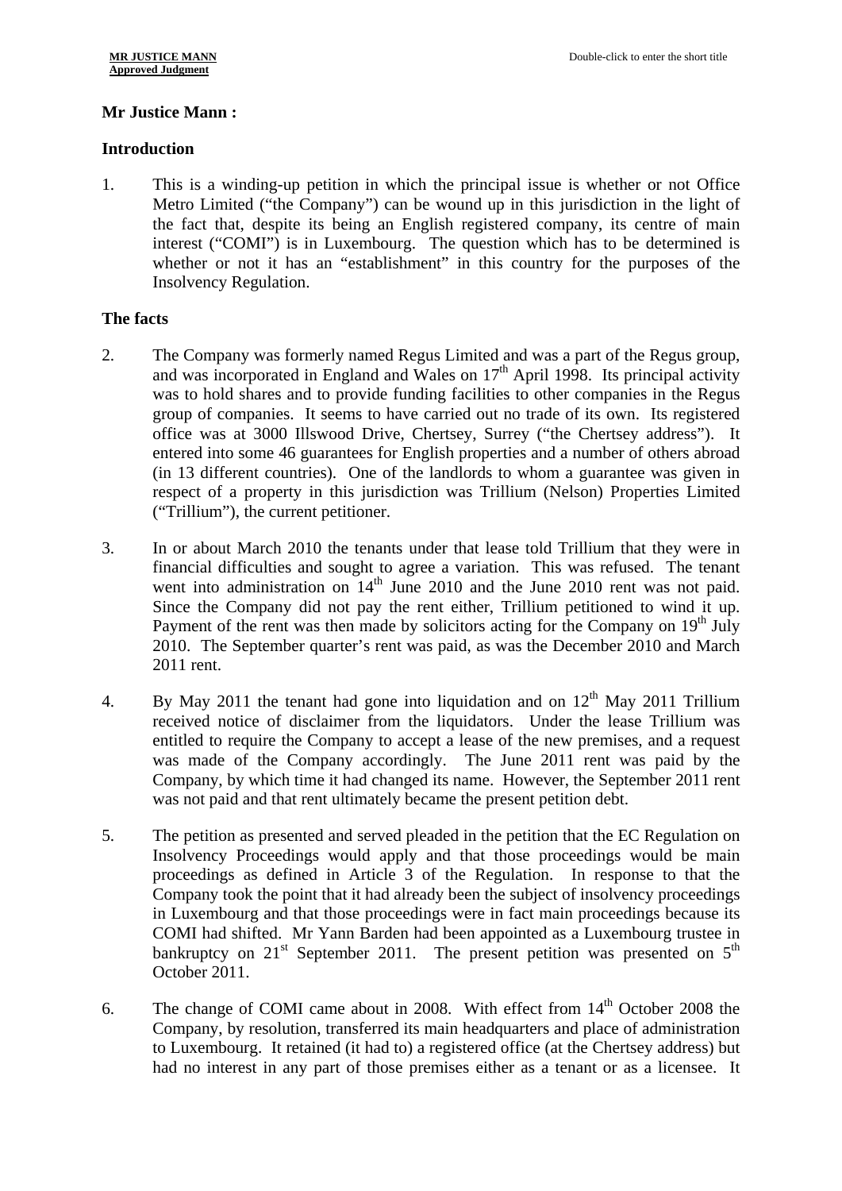**Mr Justice Mann :**

**Introduction**

1. This is a winding-up petition in which the principal issue is whether or not Office Metro Limited ("the Company") can be wound up in this jurisdiction in the light of the fact that, despite its being an English registered company, its centre of main interest ("COMI") is in Luxembourg. The question which has to be determined is whether or not it has an "establishment" in this country for the purposes of the Insolvency Regulation.

**The facts**

2. The Company was formerly named Regus Limited and was a part of the Regus group, and was incorporated in England and Wales on 17th April 1998. Its principal activity was to hold shares and to provide funding facilities to other companies in the Regus group of companies. It seems to have carried out no trade of its own. Its registered office was at 3000 Illswood Drive, Chertsey, Surrey ("the Chertsey address"). It entered into some 46 guarantees for English properties and a number of others abroad (in 13 different countries). One of the landlords to whom a guarantee was given in respect of a property in this jurisdiction was Trillium (Nelson) Properties Limited ("Trillium"), the current petitioner.

3. In or about March 2010 the tenants under that lease told Trillium that they were in financial difficulties and sought to agree a variation. This was refused. The tenant went into administration on 14th June 2010 and the June 2010 rent was not paid. Since the Company did not pay the rent either, Trillium petitioned to wind it up. Payment of the rent was then made by solicitors acting for the Company on 19th July 2010. The September quarter's rent was paid, as was the December 2010 and March 2011 rent.

4. By May 2011 the tenant had gone into liquidation and on 12th May 2011 Trillium received notice of disclaimer from the liquidators. Under the lease Trillium was entitled to require the Company to accept a lease of the new premises, and a request was made of the Company accordingly. The June 2011 rent was paid by the Company, by which time it had changed its name. However, the September 2011 rent was not paid and that rent ultimately became the present petition debt.

5. The petition as presented and served pleaded in the petition that the EC Regulation on Insolvency Proceedings would apply and that those proceedings would be main proceedings as defined in Article 3 of the Regulation. In response to that the Company took the point that it had already been the subject of insolvency proceedings in Luxembourg and that those proceedings were in fact main proceedings because its COMI had shifted. Mr Yann Barden had been appointed as a Luxembourg trustee in bankruptcy on 21st September 2011. The present petition was presented on 5th October 2011.

6. The change of COMI came about in 2008. With effect from 14th October 2008 the Company, by resolution, transferred its main headquarters and place of administration to Luxembourg. It retained (it had to) a registered office (at the Chertsey address) but had no interest in any part of those premises either as a tenant or as a licensee. It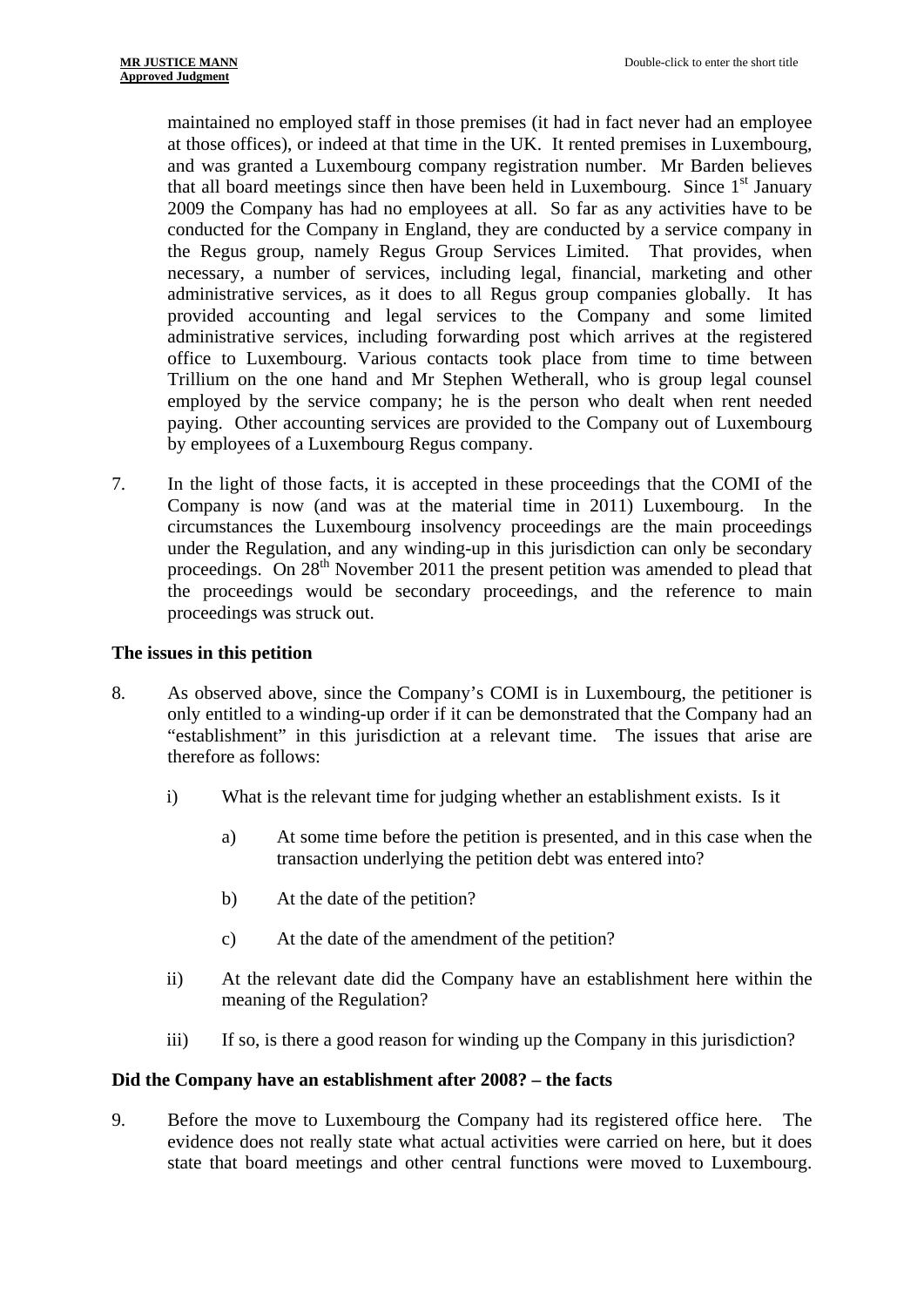maintained no employed staff in those premises (it had in fact never had an employee at those offices), or indeed at that time in the UK. It rented premises in Luxembourg, and was granted a Luxembourg company registration number. Mr Barden believes that all board meetings since then have been held in Luxembourg. Since 1st January 2009 the Company has had no employees at all. So far as any activities have to be conducted for the Company in England, they are conducted by a service company in the Regus group, namely Regus Group Services Limited. That provides, when necessary, a number of services, including legal, financial, marketing and other administrative services, as it does to all Regus group companies globally. It has provided accounting and legal services to the Company and some limited administrative services, including forwarding post which arrives at the registered office to Luxembourg. Various contacts took place from time to time between Trillium on the one hand and Mr Stephen Wetherall, who is group legal counsel employed by the service company; he is the person who dealt when rent needed paying. Other accounting services are provided to the Company out of Luxembourg by employees of a Luxembourg Regus company.

7. In the light of those facts, it is accepted in these proceedings that the COMI of the Company is now (and was at the material time in 2011) Luxembourg. In the circumstances the Luxembourg insolvency proceedings are the main proceedings under the Regulation, and any winding-up in this jurisdiction can only be secondary proceedings. On 28th November 2011 the present petition was amended to plead that the proceedings would be secondary proceedings, and the reference to main proceedings was struck out.

**The issues in this petition**

8. As observed above, since the Company's COMI is in Luxembourg, the petitioner is only entitled to a winding-up order if it can be demonstrated that the Company had an "establishment" in this jurisdiction at a relevant time. The issues that arise are therefore as follows:

    i) What is the relevant time for judging whether an establishment exists. Is it

        a) At some time before the petition is presented, and in this case when the transaction underlying the petition debt was entered into?

        b) At the date of the petition?

        c) At the date of the amendment of the petition?

    ii) At the relevant date did the Company have an establishment here within the meaning of the Regulation?

    iii) If so, is there a good reason for winding up the Company in this jurisdiction?

**Did the Company have an establishment after 2008? – the facts**

9. Before the move to Luxembourg the Company had its registered office here. The evidence does not really state what actual activities were carried on here, but it does state that board meetings and other central functions were moved to Luxembourg.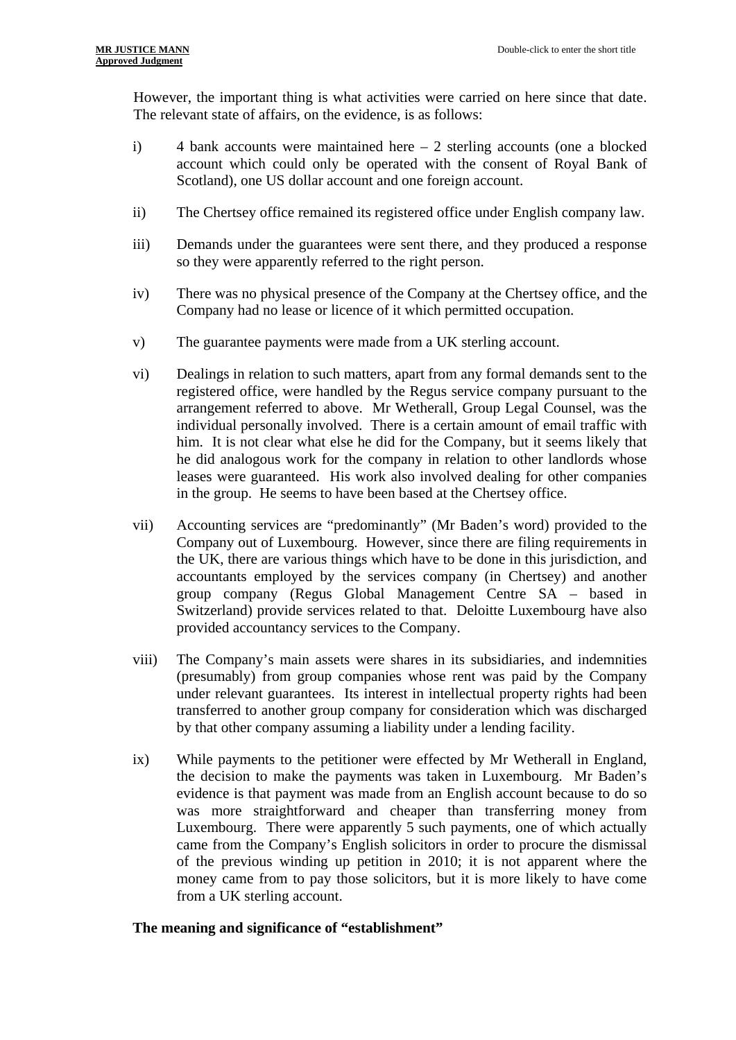However, the important thing is what activities were carried on here since that date. The relevant state of affairs, on the evidence, is as follows:

i) 4 bank accounts were maintained here – 2 sterling accounts (one a blocked account which could only be operated with the consent of Royal Bank of Scotland), one US dollar account and one foreign account.

ii) The Chertsey office remained its registered office under English company law.

iii) Demands under the guarantees were sent there, and they produced a response so they were apparently referred to the right person.

iv) There was no physical presence of the Company at the Chertsey office, and the Company had no lease or licence of it which permitted occupation.

v) The guarantee payments were made from a UK sterling account.

vi) Dealings in relation to such matters, apart from any formal demands sent to the registered office, were handled by the Regus service company pursuant to the arrangement referred to above. Mr Wetherall, Group Legal Counsel, was the individual personally involved. There is a certain amount of email traffic with him. It is not clear what else he did for the Company, but it seems likely that he did analogous work for the company in relation to other landlords whose leases were guaranteed. His work also involved dealing for other companies in the group. He seems to have been based at the Chertsey office.

vii) Accounting services are "predominantly" (Mr Baden's word) provided to the Company out of Luxembourg. However, since there are filing requirements in the UK, there are various things which have to be done in this jurisdiction, and accountants employed by the services company (in Chertsey) and another group company (Regus Global Management Centre SA – based in Switzerland) provide services related to that. Deloitte Luxembourg have also provided accountancy services to the Company.

viii) The Company's main assets were shares in its subsidiaries, and indemnities (presumably) from group companies whose rent was paid by the Company under relevant guarantees. Its interest in intellectual property rights had been transferred to another group company for consideration which was discharged by that other company assuming a liability under a lending facility.

ix) While payments to the petitioner were effected by Mr Wetherall in England, the decision to make the payments was taken in Luxembourg. Mr Baden's evidence is that payment was made from an English account because to do so was more straightforward and cheaper than transferring money from Luxembourg. There were apparently 5 such payments, one of which actually came from the Company's English solicitors in order to procure the dismissal of the previous winding up petition in 2010; it is not apparent where the money came from to pay those solicitors, but it is more likely to have come from a UK sterling account.

**The meaning and significance of "establishment"**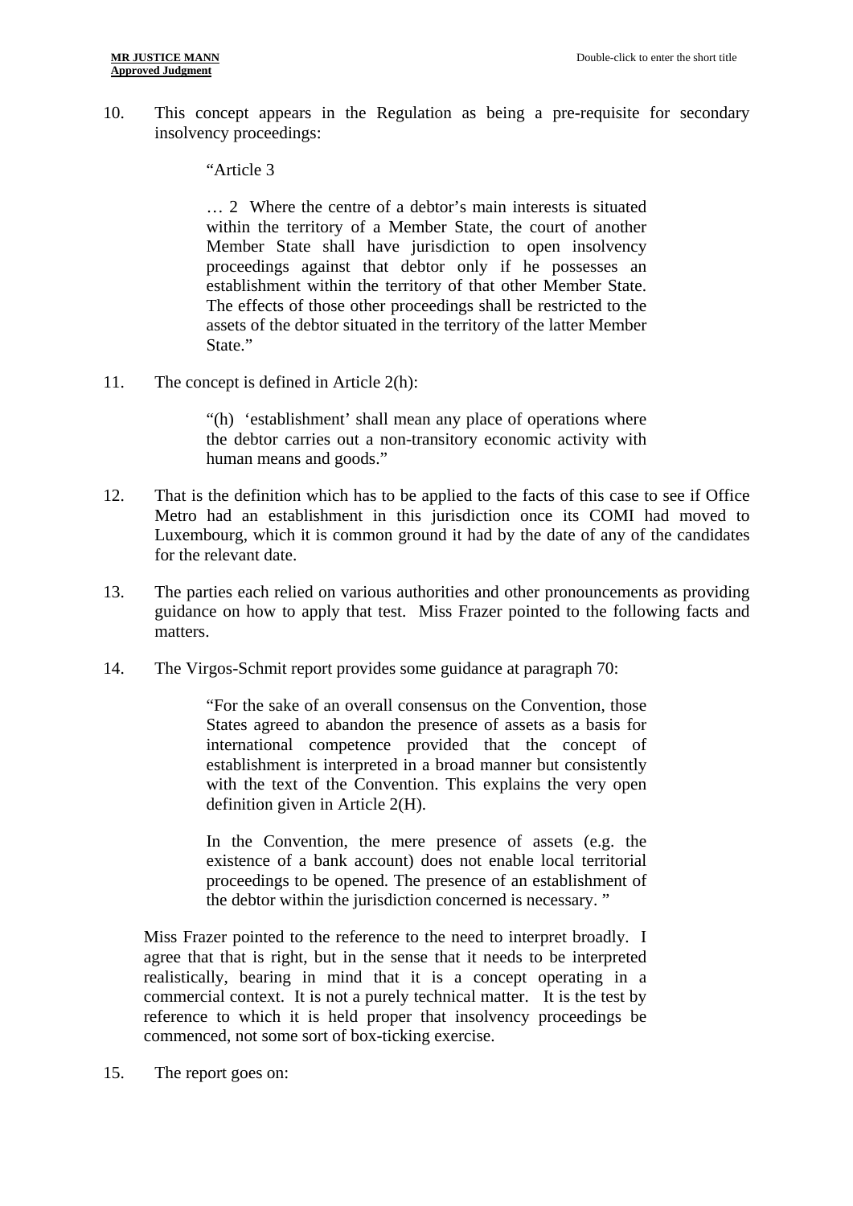10. This concept appears in the Regulation as being a pre-requisite for secondary insolvency proceedings:

> "Article 3
>
> … 2 Where the centre of a debtor's main interests is situated within the territory of a Member State, the court of another Member State shall have jurisdiction to open insolvency proceedings against that debtor only if he possesses an establishment within the territory of that other Member State. The effects of those other proceedings shall be restricted to the assets of the debtor situated in the territory of the latter Member State."

11. The concept is defined in Article 2(h):

> "(h) 'establishment' shall mean any place of operations where the debtor carries out a non-transitory economic activity with human means and goods."

12. That is the definition which has to be applied to the facts of this case to see if Office Metro had an establishment in this jurisdiction once its COMI had moved to Luxembourg, which it is common ground it had by the date of any of the candidates for the relevant date.

13. The parties each relied on various authorities and other pronouncements as providing guidance on how to apply that test. Miss Frazer pointed to the following facts and matters.

14. The Virgos-Schmit report provides some guidance at paragraph 70:

> "For the sake of an overall consensus on the Convention, those States agreed to abandon the presence of assets as a basis for international competence provided that the concept of establishment is interpreted in a broad manner but consistently with the text of the Convention. This explains the very open definition given in Article 2(H).
>
> In the Convention, the mere presence of assets (e.g. the existence of a bank account) does not enable local territorial proceedings to be opened. The presence of an establishment of the debtor within the jurisdiction concerned is necessary. "

Miss Frazer pointed to the reference to the need to interpret broadly. I agree that that is right, but in the sense that it needs to be interpreted realistically, bearing in mind that it is a concept operating in a commercial context. It is not a purely technical matter. It is the test by reference to which it is held proper that insolvency proceedings be commenced, not some sort of box-ticking exercise.

15. The report goes on: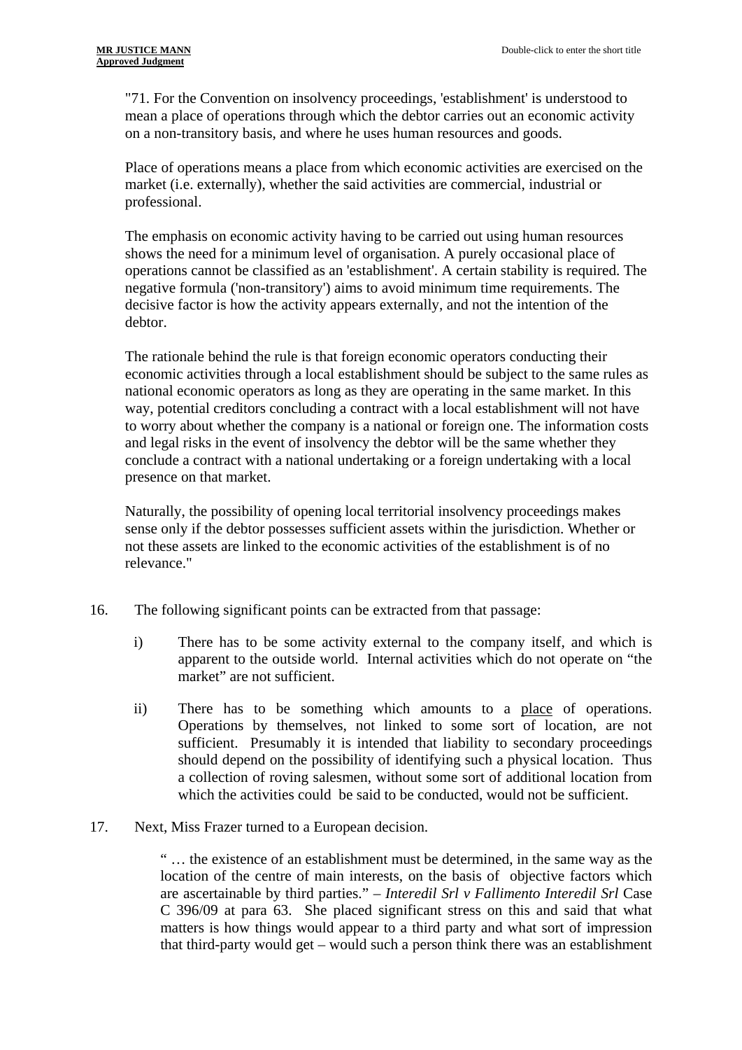"71. For the Convention on insolvency proceedings, 'establishment' is understood to mean a place of operations through which the debtor carries out an economic activity on a non-transitory basis, and where he uses human resources and goods.

Place of operations means a place from which economic activities are exercised on the market (i.e. externally), whether the said activities are commercial, industrial or professional.

The emphasis on economic activity having to be carried out using human resources shows the need for a minimum level of organisation. A purely occasional place of operations cannot be classified as an 'establishment'. A certain stability is required. The negative formula ('non-transitory') aims to avoid minimum time requirements. The decisive factor is how the activity appears externally, and not the intention of the debtor.

The rationale behind the rule is that foreign economic operators conducting their economic activities through a local establishment should be subject to the same rules as national economic operators as long as they are operating in the same market. In this way, potential creditors concluding a contract with a local establishment will not have to worry about whether the company is a national or foreign one. The information costs and legal risks in the event of insolvency the debtor will be the same whether they conclude a contract with a national undertaking or a foreign undertaking with a local presence on that market.

Naturally, the possibility of opening local territorial insolvency proceedings makes sense only if the debtor possesses sufficient assets within the jurisdiction. Whether or not these assets are linked to the economic activities of the establishment is of no relevance."

16. The following significant points can be extracted from that passage:

   i) There has to be some activity external to the company itself, and which is apparent to the outside world. Internal activities which do not operate on "the market" are not sufficient.

   ii) There has to be something which amounts to a place of operations. Operations by themselves, not linked to some sort of location, are not sufficient. Presumably it is intended that liability to secondary proceedings should depend on the possibility of identifying such a physical location. Thus a collection of roving salesmen, without some sort of additional location from which the activities could be said to be conducted, would not be sufficient.

17. Next, Miss Frazer turned to a European decision.

" … the existence of an establishment must be determined, in the same way as the location of the centre of main interests, on the basis of objective factors which are ascertainable by third parties." – *Interedil Srl v Fallimento Interedil Srl* Case C 396/09 at para 63. She placed significant stress on this and said that what matters is how things would appear to a third party and what sort of impression that third-party would get – would such a person think there was an establishment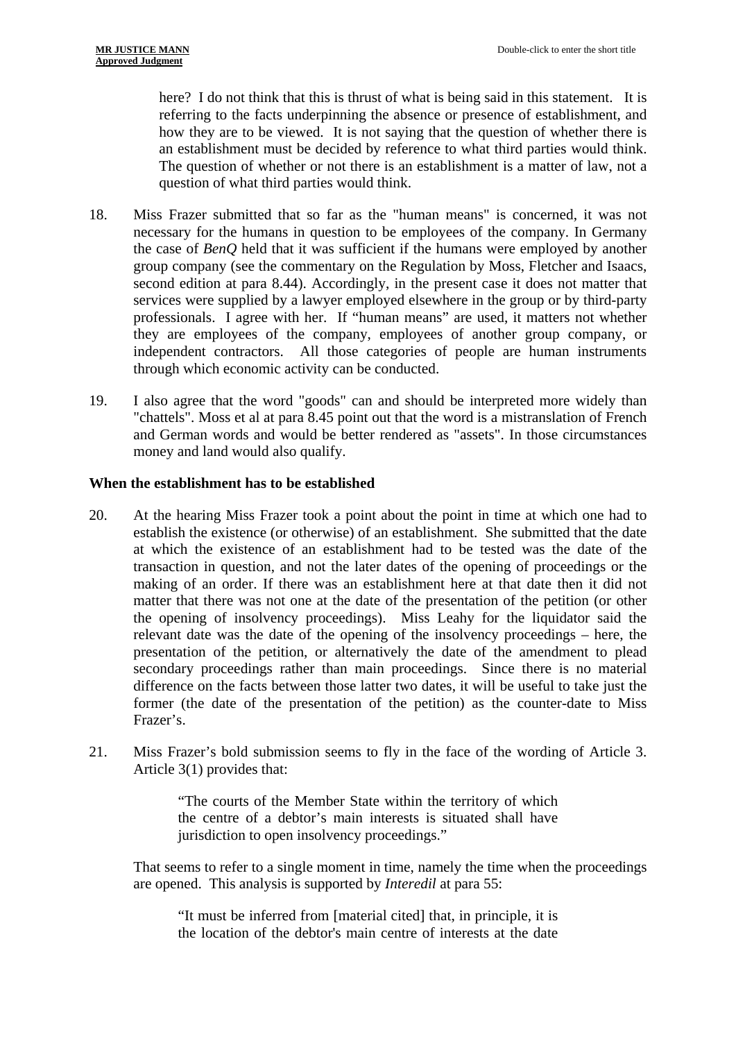here? I do not think that this is thrust of what is being said in this statement. It is referring to the facts underpinning the absence or presence of establishment, and how they are to be viewed. It is not saying that the question of whether there is an establishment must be decided by reference to what third parties would think. The question of whether or not there is an establishment is a matter of law, not a question of what third parties would think.

18. Miss Frazer submitted that so far as the "human means" is concerned, it was not necessary for the humans in question to be employees of the company. In Germany the case of *BenQ* held that it was sufficient if the humans were employed by another group company (see the commentary on the Regulation by Moss, Fletcher and Isaacs, second edition at para 8.44). Accordingly, in the present case it does not matter that services were supplied by a lawyer employed elsewhere in the group or by third-party professionals. I agree with her. If "human means" are used, it matters not whether they are employees of the company, employees of another group company, or independent contractors. All those categories of people are human instruments through which economic activity can be conducted.

19. I also agree that the word "goods" can and should be interpreted more widely than "chattels". Moss et al at para 8.45 point out that the word is a mistranslation of French and German words and would be better rendered as "assets". In those circumstances money and land would also qualify.

**When the establishment has to be established**

20. At the hearing Miss Frazer took a point about the point in time at which one had to establish the existence (or otherwise) of an establishment. She submitted that the date at which the existence of an establishment had to be tested was the date of the transaction in question, and not the later dates of the opening of proceedings or the making of an order. If there was an establishment here at that date then it did not matter that there was not one at the date of the presentation of the petition (or other the opening of insolvency proceedings). Miss Leahy for the liquidator said the relevant date was the date of the opening of the insolvency proceedings – here, the presentation of the petition, or alternatively the date of the amendment to plead secondary proceedings rather than main proceedings. Since there is no material difference on the facts between those latter two dates, it will be useful to take just the former (the date of the presentation of the petition) as the counter-date to Miss Frazer's.

21. Miss Frazer's bold submission seems to fly in the face of the wording of Article 3. Article 3(1) provides that:

> "The courts of the Member State within the territory of which the centre of a debtor's main interests is situated shall have jurisdiction to open insolvency proceedings."

That seems to refer to a single moment in time, namely the time when the proceedings are opened. This analysis is supported by *Interedil* at para 55:

> "It must be inferred from [material cited] that, in principle, it is the location of the debtor's main centre of interests at the date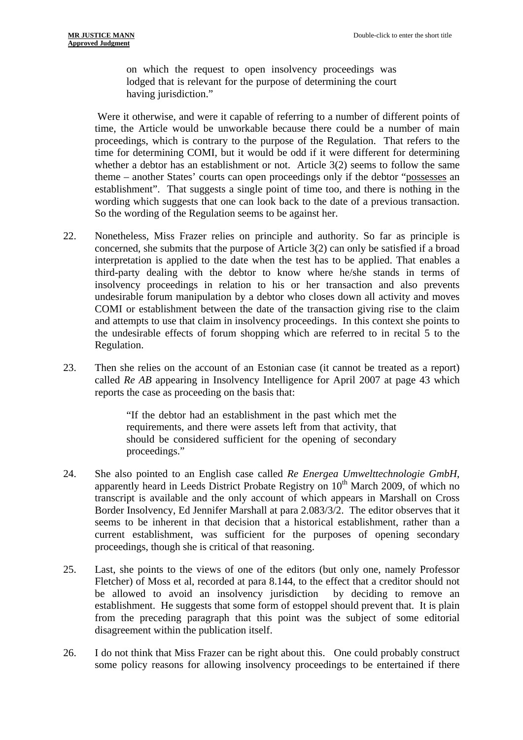> on which the request to open insolvency proceedings was lodged that is relevant for the purpose of determining the court having jurisdiction."

Were it otherwise, and were it capable of referring to a number of different points of time, the Article would be unworkable because there could be a number of main proceedings, which is contrary to the purpose of the Regulation. That refers to the time for determining COMI, but it would be odd if it were different for determining whether a debtor has an establishment or not. Article 3(2) seems to follow the same theme – another States' courts can open proceedings only if the debtor "possesses an establishment". That suggests a single point of time too, and there is nothing in the wording which suggests that one can look back to the date of a previous transaction. So the wording of the Regulation seems to be against her.

22. Nonetheless, Miss Frazer relies on principle and authority. So far as principle is concerned, she submits that the purpose of Article 3(2) can only be satisfied if a broad interpretation is applied to the date when the test has to be applied. That enables a third-party dealing with the debtor to know where he/she stands in terms of insolvency proceedings in relation to his or her transaction and also prevents undesirable forum manipulation by a debtor who closes down all activity and moves COMI or establishment between the date of the transaction giving rise to the claim and attempts to use that claim in insolvency proceedings. In this context she points to the undesirable effects of forum shopping which are referred to in recital 5 to the Regulation.

23. Then she relies on the account of an Estonian case (it cannot be treated as a report) called *Re AB* appearing in Insolvency Intelligence for April 2007 at page 43 which reports the case as proceeding on the basis that:

> "If the debtor had an establishment in the past which met the requirements, and there were assets left from that activity, that should be considered sufficient for the opening of secondary proceedings."

24. She also pointed to an English case called *Re Energea Umwelttechnologie GmbH*, apparently heard in Leeds District Probate Registry on 10th March 2009, of which no transcript is available and the only account of which appears in Marshall on Cross Border Insolvency, Ed Jennifer Marshall at para 2.083/3/2. The editor observes that it seems to be inherent in that decision that a historical establishment, rather than a current establishment, was sufficient for the purposes of opening secondary proceedings, though she is critical of that reasoning.

25. Last, she points to the views of one of the editors (but only one, namely Professor Fletcher) of Moss et al, recorded at para 8.144, to the effect that a creditor should not be allowed to avoid an insolvency jurisdiction by deciding to remove an establishment. He suggests that some form of estoppel should prevent that. It is plain from the preceding paragraph that this point was the subject of some editorial disagreement within the publication itself.

26. I do not think that Miss Frazer can be right about this. One could probably construct some policy reasons for allowing insolvency proceedings to be entertained if there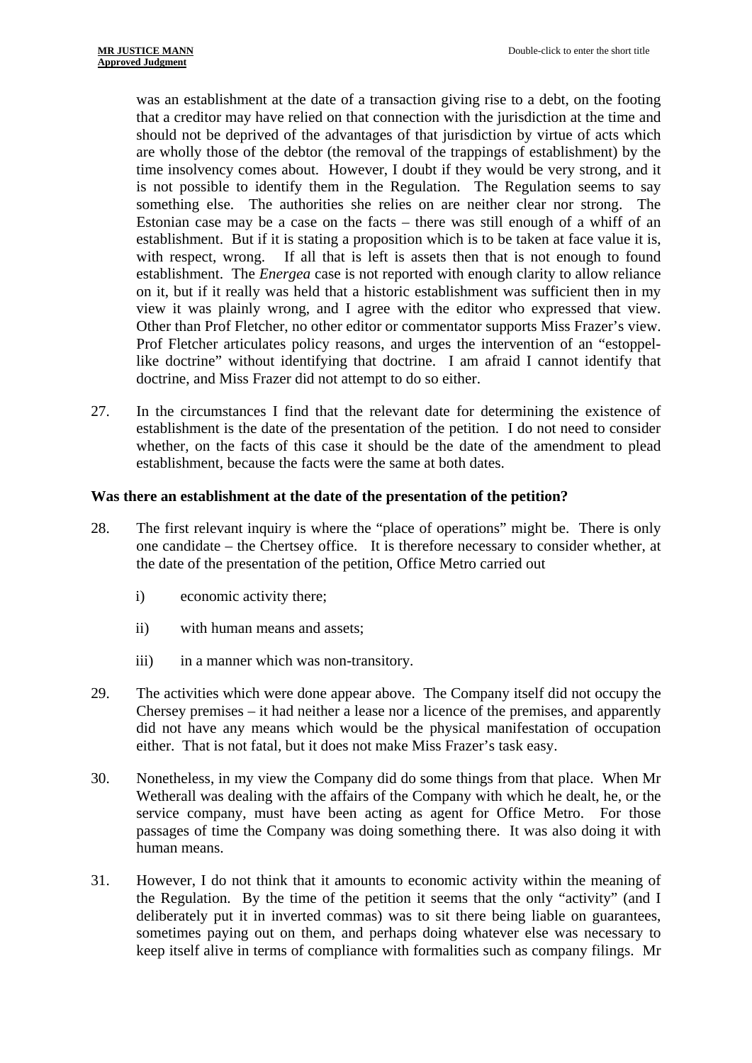was an establishment at the date of a transaction giving rise to a debt, on the footing that a creditor may have relied on that connection with the jurisdiction at the time and should not be deprived of the advantages of that jurisdiction by virtue of acts which are wholly those of the debtor (the removal of the trappings of establishment) by the time insolvency comes about. However, I doubt if they would be very strong, and it is not possible to identify them in the Regulation. The Regulation seems to say something else. The authorities she relies on are neither clear nor strong. The Estonian case may be a case on the facts – there was still enough of a whiff of an establishment. But if it is stating a proposition which is to be taken at face value it is, with respect, wrong. If all that is left is assets then that is not enough to found establishment. The *Energea* case is not reported with enough clarity to allow reliance on it, but if it really was held that a historic establishment was sufficient then in my view it was plainly wrong, and I agree with the editor who expressed that view. Other than Prof Fletcher, no other editor or commentator supports Miss Frazer's view. Prof Fletcher articulates policy reasons, and urges the intervention of an "estoppel-like doctrine" without identifying that doctrine. I am afraid I cannot identify that doctrine, and Miss Frazer did not attempt to do so either.

27. In the circumstances I find that the relevant date for determining the existence of establishment is the date of the presentation of the petition. I do not need to consider whether, on the facts of this case it should be the date of the amendment to plead establishment, because the facts were the same at both dates.

**Was there an establishment at the date of the presentation of the petition?**

28. The first relevant inquiry is where the "place of operations" might be. There is only one candidate – the Chertsey office. It is therefore necessary to consider whether, at the date of the presentation of the petition, Office Metro carried out

    i) economic activity there;

    ii) with human means and assets;

    iii) in a manner which was non-transitory.

29. The activities which were done appear above. The Company itself did not occupy the Chersey premises – it had neither a lease nor a licence of the premises, and apparently did not have any means which would be the physical manifestation of occupation either. That is not fatal, but it does not make Miss Frazer's task easy.

30. Nonetheless, in my view the Company did do some things from that place. When Mr Wetherall was dealing with the affairs of the Company with which he dealt, he, or the service company, must have been acting as agent for Office Metro. For those passages of time the Company was doing something there. It was also doing it with human means.

31. However, I do not think that it amounts to economic activity within the meaning of the Regulation. By the time of the petition it seems that the only "activity" (and I deliberately put it in inverted commas) was to sit there being liable on guarantees, sometimes paying out on them, and perhaps doing whatever else was necessary to keep itself alive in terms of compliance with formalities such as company filings. Mr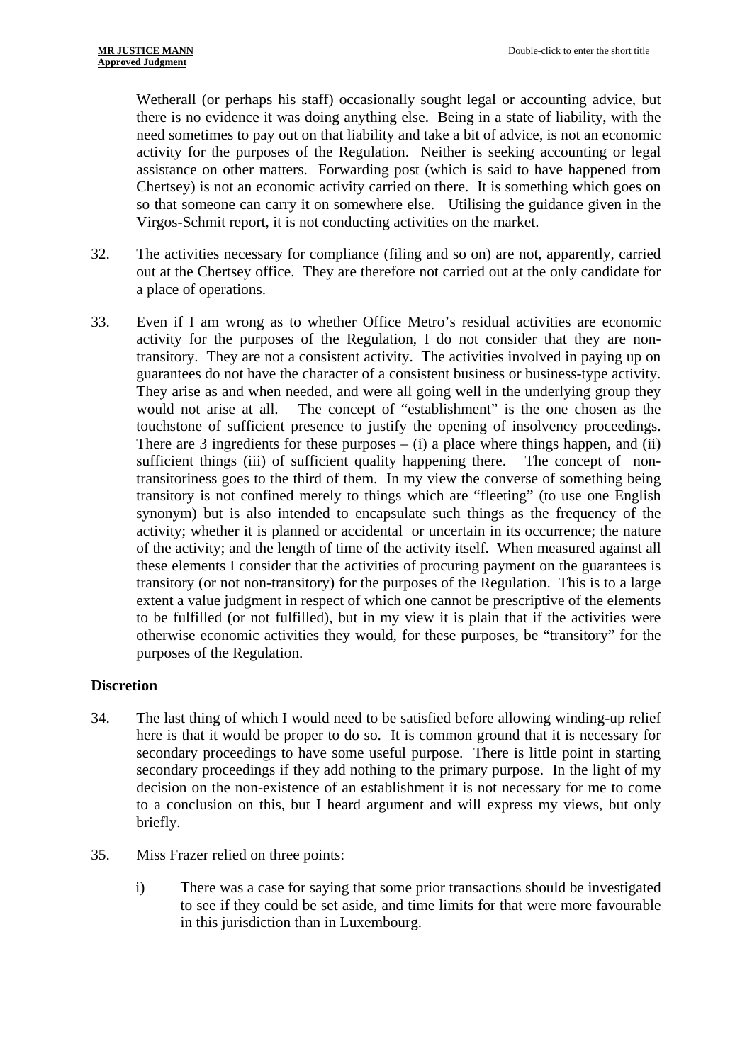Wetherall (or perhaps his staff) occasionally sought legal or accounting advice, but there is no evidence it was doing anything else. Being in a state of liability, with the need sometimes to pay out on that liability and take a bit of advice, is not an economic activity for the purposes of the Regulation. Neither is seeking accounting or legal assistance on other matters. Forwarding post (which is said to have happened from Chertsey) is not an economic activity carried on there. It is something which goes on so that someone can carry it on somewhere else. Utilising the guidance given in the Virgos-Schmit report, it is not conducting activities on the market.

32. The activities necessary for compliance (filing and so on) are not, apparently, carried out at the Chertsey office. They are therefore not carried out at the only candidate for a place of operations.

33. Even if I am wrong as to whether Office Metro's residual activities are economic activity for the purposes of the Regulation, I do not consider that they are non-transitory. They are not a consistent activity. The activities involved in paying up on guarantees do not have the character of a consistent business or business-type activity. They arise as and when needed, and were all going well in the underlying group they would not arise at all. The concept of "establishment" is the one chosen as the touchstone of sufficient presence to justify the opening of insolvency proceedings. There are 3 ingredients for these purposes – (i) a place where things happen, and (ii) sufficient things (iii) of sufficient quality happening there. The concept of non-transitoriness goes to the third of them. In my view the converse of something being transitory is not confined merely to things which are "fleeting" (to use one English synonym) but is also intended to encapsulate such things as the frequency of the activity; whether it is planned or accidental or uncertain in its occurrence; the nature of the activity; and the length of time of the activity itself. When measured against all these elements I consider that the activities of procuring payment on the guarantees is transitory (or not non-transitory) for the purposes of the Regulation. This is to a large extent a value judgment in respect of which one cannot be prescriptive of the elements to be fulfilled (or not fulfilled), but in my view it is plain that if the activities were otherwise economic activities they would, for these purposes, be "transitory" for the purposes of the Regulation.

## Discretion

34. The last thing of which I would need to be satisfied before allowing winding-up relief here is that it would be proper to do so. It is common ground that it is necessary for secondary proceedings to have some useful purpose. There is little point in starting secondary proceedings if they add nothing to the primary purpose. In the light of my decision on the non-existence of an establishment it is not necessary for me to come to a conclusion on this, but I heard argument and will express my views, but only briefly.

35. Miss Frazer relied on three points:

    i) There was a case for saying that some prior transactions should be investigated to see if they could be set aside, and time limits for that were more favourable in this jurisdiction than in Luxembourg.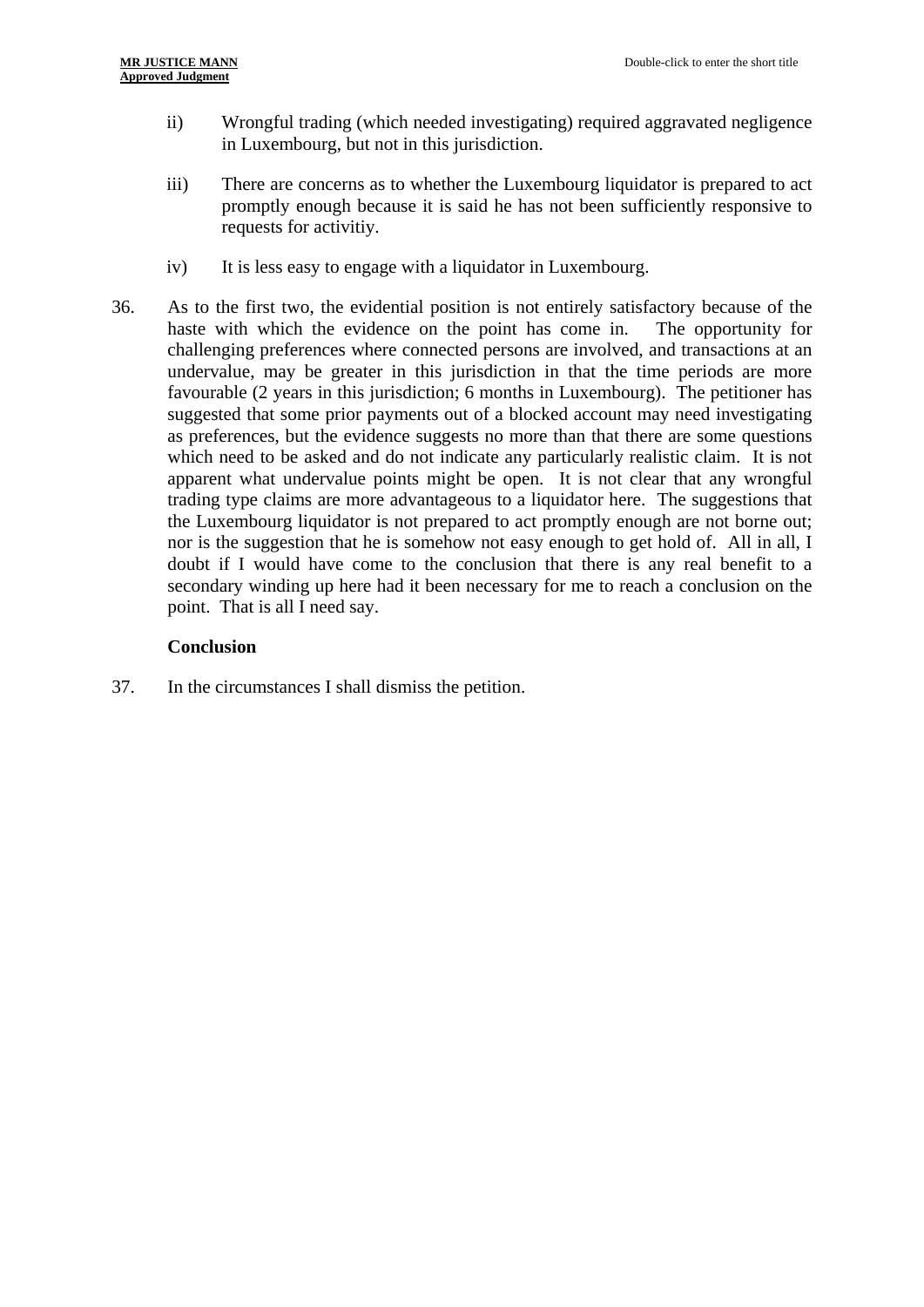ii) Wrongful trading (which needed investigating) required aggravated negligence in Luxembourg, but not in this jurisdiction.

iii) There are concerns as to whether the Luxembourg liquidator is prepared to act promptly enough because it is said he has not been sufficiently responsive to requests for activitiy.

iv) It is less easy to engage with a liquidator in Luxembourg.

36. As to the first two, the evidential position is not entirely satisfactory because of the haste with which the evidence on the point has come in. The opportunity for challenging preferences where connected persons are involved, and transactions at an undervalue, may be greater in this jurisdiction in that the time periods are more favourable (2 years in this jurisdiction; 6 months in Luxembourg). The petitioner has suggested that some prior payments out of a blocked account may need investigating as preferences, but the evidence suggests no more than that there are some questions which need to be asked and do not indicate any particularly realistic claim. It is not apparent what undervalue points might be open. It is not clear that any wrongful trading type claims are more advantageous to a liquidator here. The suggestions that the Luxembourg liquidator is not prepared to act promptly enough are not borne out; nor is the suggestion that he is somehow not easy enough to get hold of. All in all, I doubt if I would have come to the conclusion that there is any real benefit to a secondary winding up here had it been necessary for me to reach a conclusion on the point. That is all I need say.

**Conclusion**

37. In the circumstances I shall dismiss the petition.